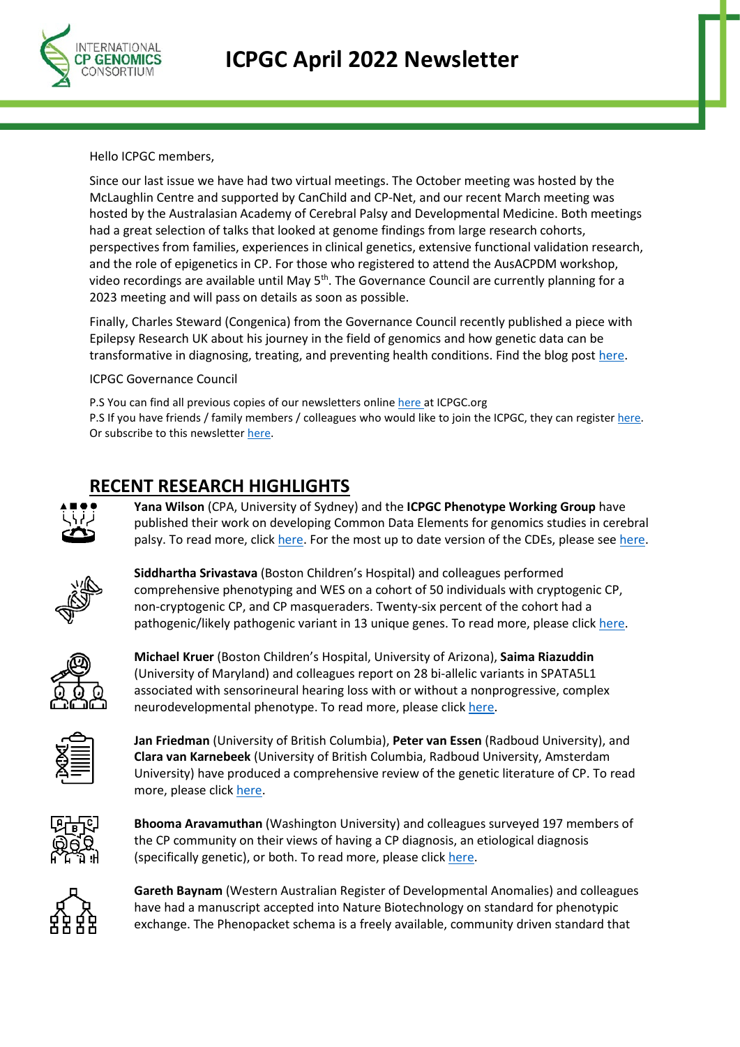# ICPGC April 2022 Newsletter

Hello ICPGC members,

Since our last issue we have had two virtual meetings. The October meeting was hosted by the McLaughlin Centre and supported by CanChild and CP-Net, and our recent March meeting was hosted by the Australasian Academy of Cerebral Palsy and Developmental Medicine. Both meetings had a great selection of talks that looked at genome findings from large research cohorts, perspectives from families, experiences in clinical genetics, extensive functional validation research, and the role of epigenetics in CP. For those who registered to attend the AusACPDM workshop, video recordings are available until May 5th. The Governance Council are currently planning for a 2023 meeting and will pass on details as soon as possible.

Finally, Charles Steward (Congenica) from the Governance Council recently published a piece with Epilepsy Research UK about his journey in the field of genomics and how genetic data can be transformative in diagnosing, treating, and preventing health conditions. Find the blog post here.

ICPGC Governance Council

P.S You can find all previous copies of our newsletters online here at ICPGC.org
P.S If you have friends / family members / colleagues who would like to join the ICPGC, they can register here. Or subscribe to this newsletter here.

## RECENT RESEARCH HIGHLIGHTS

**Yana Wilson** (CPA, University of Sydney) and the **ICPGC Phenotype Working Group** have published their work on developing Common Data Elements for genomics studies in cerebral palsy. To read more, click here. For the most up to date version of the CDEs, please see here.

**Siddhartha Srivastava** (Boston Children's Hospital) and colleagues performed comprehensive phenotyping and WES on a cohort of 50 individuals with cryptogenic CP, non-cryptogenic CP, and CP masqueraders. Twenty-six percent of the cohort had a pathogenic/likely pathogenic variant in 13 unique genes. To read more, please click here.

**Michael Kruer** (Boston Children's Hospital, University of Arizona), **Saima Riazuddin** (University of Maryland) and colleagues report on 28 bi-allelic variants in SPATA5L1 associated with sensorineural hearing loss with or without a nonprogressive, complex neurodevelopmental phenotype. To read more, please click here.

**Jan Friedman** (University of British Columbia), **Peter van Essen** (Radboud University), and **Clara van Karnebeek** (University of British Columbia, Radboud University, Amsterdam University) have produced a comprehensive review of the genetic literature of CP. To read more, please click here.

**Bhooma Aravamuthan** (Washington University) and colleagues surveyed 197 members of the CP community on their views of having a CP diagnosis, an etiological diagnosis (specifically genetic), or both. To read more, please click here.

**Gareth Baynam** (Western Australian Register of Developmental Anomalies) and colleagues have had a manuscript accepted into Nature Biotechnology on standard for phenotypic exchange. The Phenopacket schema is a freely available, community driven standard that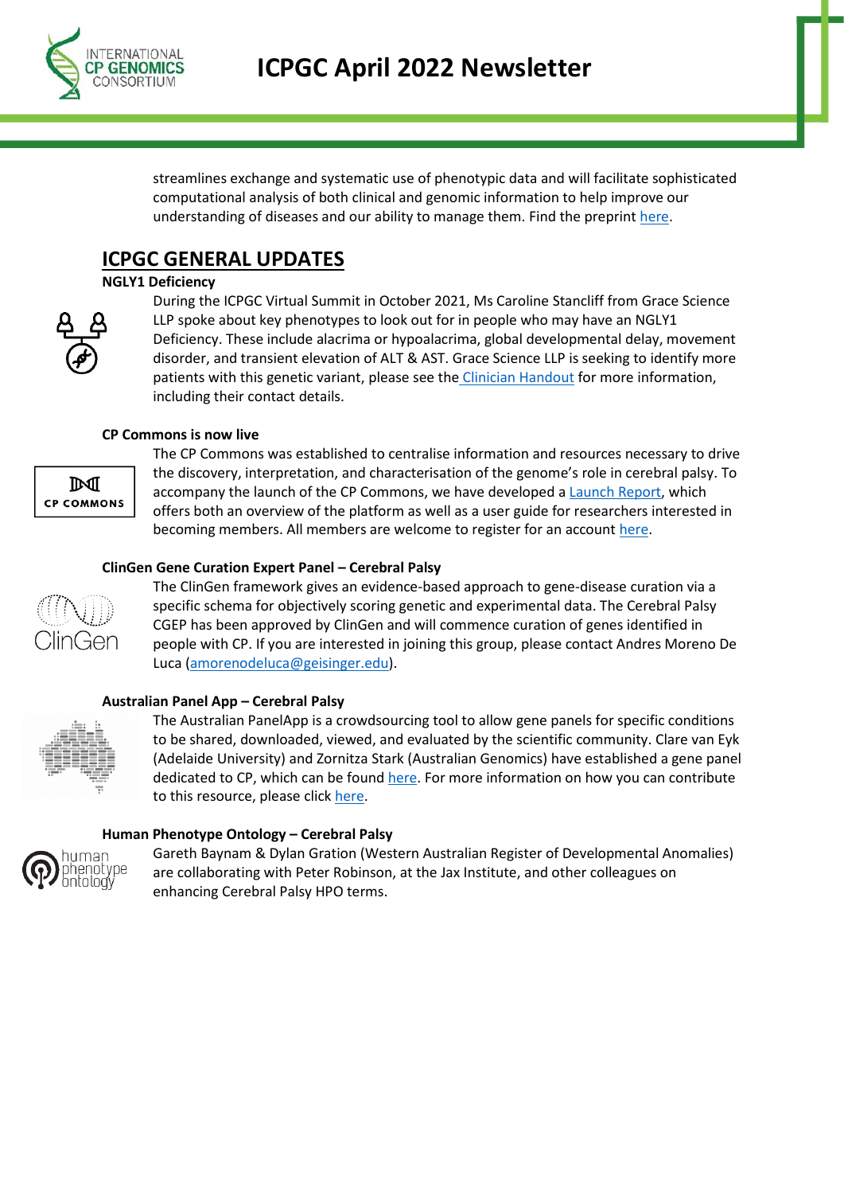streamlines exchange and systematic use of phenotypic data and will facilitate sophisticated computational analysis of both clinical and genomic information to help improve our understanding of diseases and our ability to manage them. Find the preprint here.

## ICPGC GENERAL UPDATES

### NGLY1 Deficiency

During the ICPGC Virtual Summit in October 2021, Ms Caroline Stancliff from Grace Science LLP spoke about key phenotypes to look out for in people who may have an NGLY1 Deficiency. These include alacrima or hypoalacrima, global developmental delay, movement disorder, and transient elevation of ALT & AST. Grace Science LLP is seeking to identify more patients with this genetic variant, please see the Clinician Handout for more information, including their contact details.

### CP Commons is now live

The CP Commons was established to centralise information and resources necessary to drive the discovery, interpretation, and characterisation of the genome's role in cerebral palsy. To accompany the launch of the CP Commons, we have developed a Launch Report, which offers both an overview of the platform as well as a user guide for researchers interested in becoming members. All members are welcome to register for an account here.

### ClinGen Gene Curation Expert Panel – Cerebral Palsy

The ClinGen framework gives an evidence-based approach to gene-disease curation via a specific schema for objectively scoring genetic and experimental data. The Cerebral Palsy CGEP has been approved by ClinGen and will commence curation of genes identified in people with CP. If you are interested in joining this group, please contact Andres Moreno De Luca (amorenodeluca@geisinger.edu).

### Australian Panel App – Cerebral Palsy

The Australian PanelApp is a crowdsourcing tool to allow gene panels for specific conditions to be shared, downloaded, viewed, and evaluated by the scientific community. Clare van Eyk (Adelaide University) and Zornitza Stark (Australian Genomics) have established a gene panel dedicated to CP, which can be found here. For more information on how you can contribute to this resource, please click here.

### Human Phenotype Ontology – Cerebral Palsy

Gareth Baynam & Dylan Gration (Western Australian Register of Developmental Anomalies) are collaborating with Peter Robinson, at the Jax Institute, and other colleagues on enhancing Cerebral Palsy HPO terms.